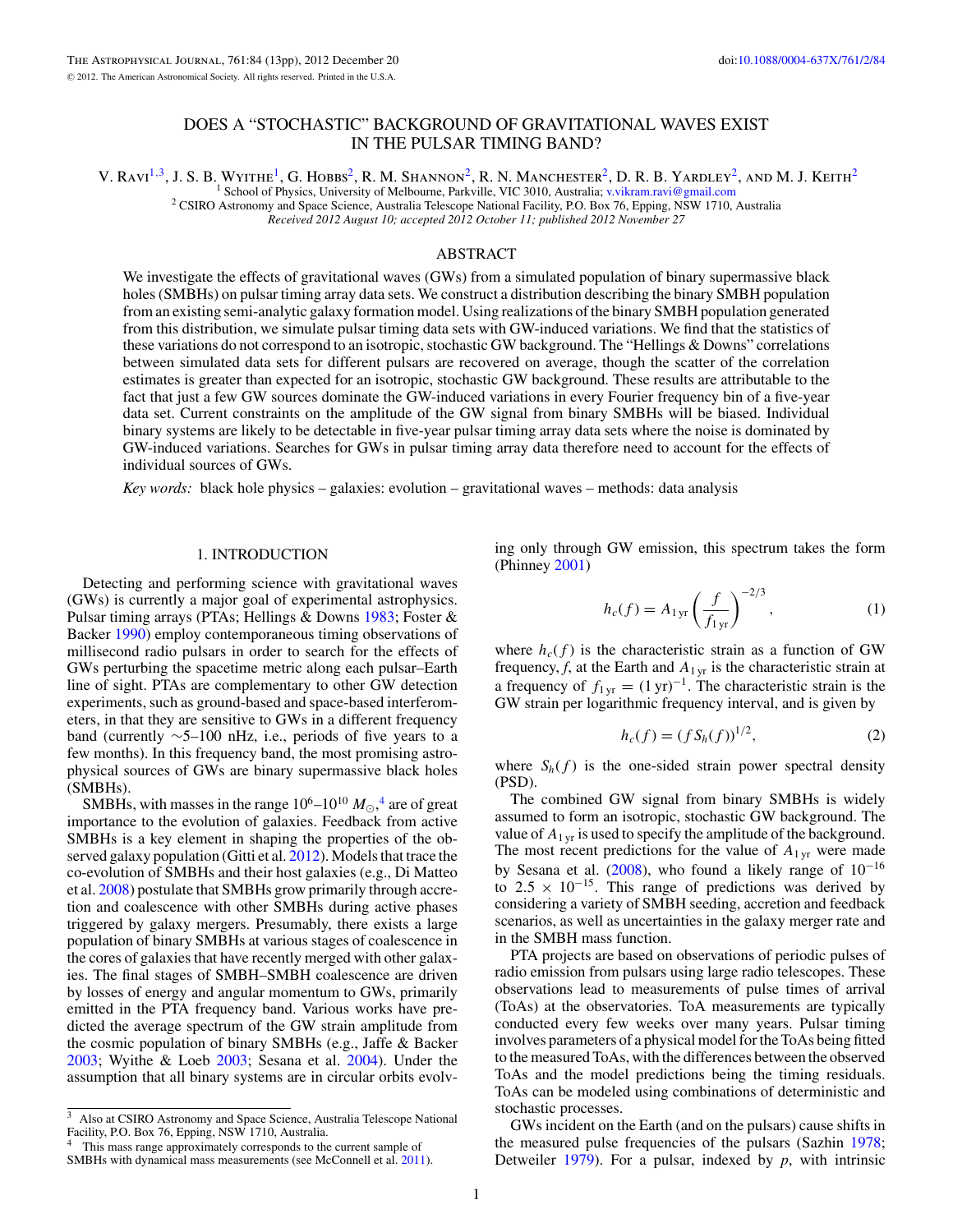# DOES A "STOCHASTIC" BACKGROUND OF GRAVITATIONAL WAVES EXIST IN THE PULSAR TIMING BAND?

V. Ravi[1,3], J. S. B. Wyithe[1], G. Hobbs[2], R. M. Shannon[2], R. N. Manchester[2], D. R. B. Yardley[2], and M. J. Keith[2]

[1] School of Physics, University of Melbourne, Parkville, VIC 3010, Australia; v.vikram.ravi@gmail.com

[2] CSIRO Astronomy and Space Science, Australia Telescope National Facility, P.O. Box 76, Epping, NSW 1710, Australia

*Received 2012 August 10; accepted 2012 October 11; published 2012 November 27*

## ABSTRACT

We investigate the effects of gravitational waves (GWs) from a simulated population of binary supermassive black holes (SMBHs) on pulsar timing array data sets. We construct a distribution describing the binary SMBH population from an existing semi-analytic galaxy formation model. Using realizations of the binary SMBH population generated from this distribution, we simulate pulsar timing data sets with GW-induced variations. We find that the statistics of these variations do not correspond to an isotropic, stochastic GW background. The "Hellings & Downs" correlations between simulated data sets for different pulsars are recovered on average, though the scatter of the correlation estimates is greater than expected for an isotropic, stochastic GW background. These results are attributable to the fact that just a few GW sources dominate the GW-induced variations in every Fourier frequency bin of a five-year data set. Current constraints on the amplitude of the GW signal from binary SMBHs will be biased. Individual binary systems are likely to be detectable in five-year pulsar timing array data sets where the noise is dominated by GW-induced variations. Searches for GWs in pulsar timing array data therefore need to account for the effects of individual sources of GWs.

*Key words:* black hole physics – galaxies: evolution – gravitational waves – methods: data analysis

## 1. INTRODUCTION

Detecting and performing science with gravitational waves (GWs) is currently a major goal of experimental astrophysics. Pulsar timing arrays (PTAs; Hellings & Downs 1983; Foster & Backer 1990) employ contemporaneous timing observations of millisecond radio pulsars in order to search for the effects of GWs perturbing the spacetime metric along each pulsar–Earth line of sight. PTAs are complementary to other GW detection experiments, such as ground-based and space-based interferometers, in that they are sensitive to GWs in a different frequency band (currently ∼5–100 nHz, i.e., periods of five years to a few months). In this frequency band, the most promising astrophysical sources of GWs are binary supermassive black holes (SMBHs).

SMBHs, with masses in the range $10^6$–$10^{10}$ $M_\odot$,[4] are of great importance to the evolution of galaxies. Feedback from active SMBHs is a key element in shaping the properties of the observed galaxy population (Gitti et al. 2012). Models that trace the co-evolution of SMBHs and their host galaxies (e.g., Di Matteo et al. 2008) postulate that SMBHs grow primarily through accretion and coalescence with other SMBHs during active phases triggered by galaxy mergers. Presumably, there exists a large population of binary SMBHs at various stages of coalescence in the cores of galaxies that have recently merged with other galaxies. The final stages of SMBH–SMBH coalescence are driven by losses of energy and angular momentum to GWs, primarily emitted in the PTA frequency band. Various works have predicted the average spectrum of the GW strain amplitude from the cosmic population of binary SMBHs (e.g., Jaffe & Backer 2003; Wyithe & Loeb 2003; Sesana et al. 2004). Under the assumption that all binary systems are in circular orbits evolving only through GW emission, this spectrum takes the form (Phinney 2001)

$$h_c(f) = A_{1\,\mathrm{yr}} \left(\frac{f}{f_{1\,\mathrm{yr}}}\right)^{-2/3}, \tag{1}$$

where $h_c(f)$ is the characteristic strain as a function of GW frequency, $f$, at the Earth and $A_{1\,\mathrm{yr}}$ is the characteristic strain at a frequency of $f_{1\,\mathrm{yr}} = (1\,\mathrm{yr})^{-1}$. The characteristic strain is the GW strain per logarithmic frequency interval, and is given by

$$h_c(f) = (f S_h(f))^{1/2}, \tag{2}$$

where $S_h(f)$ is the one-sided strain power spectral density (PSD).

The combined GW signal from binary SMBHs is widely assumed to form an isotropic, stochastic GW background. The value of $A_{1\,\mathrm{yr}}$ is used to specify the amplitude of the background. The most recent predictions for the value of $A_{1\,\mathrm{yr}}$ were made by Sesana et al. (2008), who found a likely range of $10^{-16}$ to $2.5 \times 10^{-15}$. This range of predictions was derived by considering a variety of SMBH seeding, accretion and feedback scenarios, as well as uncertainties in the galaxy merger rate and in the SMBH mass function.

PTA projects are based on observations of periodic pulses of radio emission from pulsars using large radio telescopes. These observations lead to measurements of pulse times of arrival (ToAs) at the observatories. ToA measurements are typically conducted every few weeks over many years. Pulsar timing involves parameters of a physical model for the ToAs being fitted to the measured ToAs, with the differences between the observed ToAs and the model predictions being the timing residuals. ToAs can be modeled using combinations of deterministic and stochastic processes.

GWs incident on the Earth (and on the pulsars) cause shifts in the measured pulse frequencies of the pulsars (Sazhin 1978; Detweiler 1979). For a pulsar, indexed by $p$, with intrinsic

[3] Also at CSIRO Astronomy and Space Science, Australia Telescope National Facility, P.O. Box 76, Epping, NSW 1710, Australia.

[4] This mass range approximately corresponds to the current sample of SMBHs with dynamical mass measurements (see McConnell et al. 2011).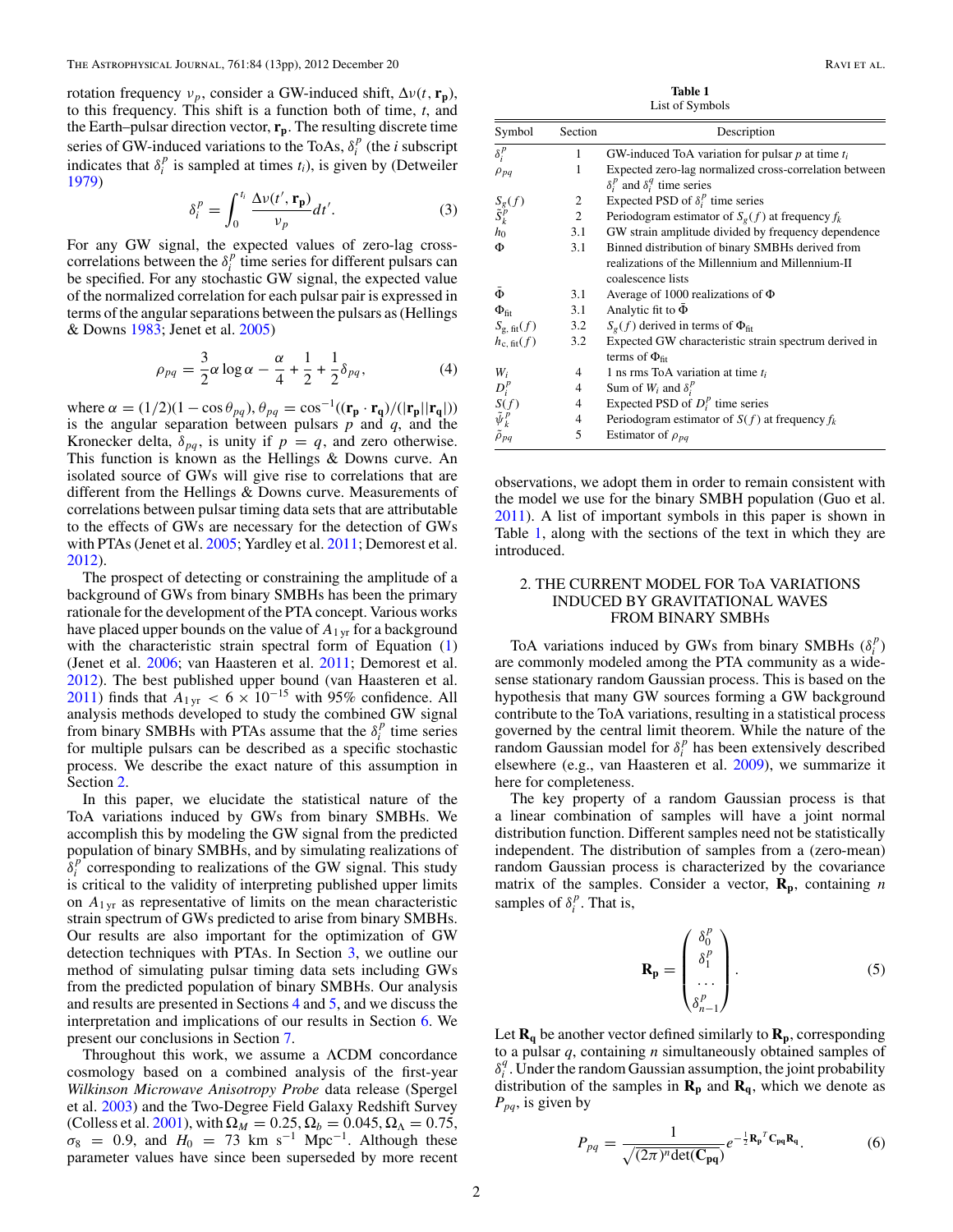rotation frequency $\nu_p$, consider a GW-induced shift, $\Delta\nu(t, \mathbf{r_p})$, to this frequency. This shift is a function both of time, $t$, and the Earth–pulsar direction vector, $\mathbf{r_p}$. The resulting discrete time series of GW-induced variations to the ToAs, $\delta_i^p$ (the $i$ subscript indicates that $\delta_i^p$ is sampled at times $t_i$), is given by (Detweiler 1979)

$$\delta_i^p = \int_0^{t_i} \frac{\Delta\nu(t', \mathbf{r_p})}{\nu_p} dt'. \tag{3}$$

For any GW signal, the expected values of zero-lag cross-correlations between the $\delta_i^p$ time series for different pulsars can be specified. For any stochastic GW signal, the expected value of the normalized correlation for each pulsar pair is expressed in terms of the angular separations between the pulsars as (Hellings & Downs 1983; Jenet et al. 2005)

$$\rho_{pq} = \frac{3}{2}\alpha \log \alpha - \frac{\alpha}{4} + \frac{1}{2} + \frac{1}{2}\delta_{pq}, \tag{4}$$

where $\alpha = (1/2)(1 - \cos\theta_{pq})$, $\theta_{pq} = \cos^{-1}((\mathbf{r_p} \cdot \mathbf{r_q})/(|\mathbf{r_p}||\mathbf{r_q}|))$ is the angular separation between pulsars $p$ and $q$, and the Kronecker delta, $\delta_{pq}$, is unity if $p = q$, and zero otherwise. This function is known as the Hellings & Downs curve. An isolated source of GWs will give rise to correlations that are different from the Hellings & Downs curve. Measurements of correlations between pulsar timing data sets that are attributable to the effects of GWs are necessary for the detection of GWs with PTAs (Jenet et al. 2005; Yardley et al. 2011; Demorest et al. 2012).

The prospect of detecting or constraining the amplitude of a background of GWs from binary SMBHs has been the primary rationale for the development of the PTA concept. Various works have placed upper bounds on the value of $A_{1\,\mathrm{yr}}$ for a background with the characteristic strain spectral form of Equation (1) (Jenet et al. 2006; van Haasteren et al. 2011; Demorest et al. 2012). The best published upper bound (van Haasteren et al. 2011) finds that $A_{1\,\mathrm{yr}} < 6 \times 10^{-15}$ with 95% confidence. All analysis methods developed to study the combined GW signal from binary SMBHs with PTAs assume that the $\delta_i^p$ time series for multiple pulsars can be described as a specific stochastic process. We describe the exact nature of this assumption in Section 2.

In this paper, we elucidate the statistical nature of the ToA variations induced by GWs from binary SMBHs. We accomplish this by modeling the GW signal from the predicted population of binary SMBHs, and by simulating realizations of $\delta_i^p$ corresponding to realizations of the GW signal. This study is critical to the validity of interpreting published upper limits on $A_{1\,\mathrm{yr}}$ as representative of limits on the mean characteristic strain spectrum of GWs predicted to arise from binary SMBHs. Our results are also important for the optimization of GW detection techniques with PTAs. In Section 3, we outline our method of simulating pulsar timing data sets including GWs from the predicted population of binary SMBHs. Our analysis and results are presented in Sections 4 and 5, and we discuss the interpretation and implications of our results in Section 6. We present our conclusions in Section 7.

Throughout this work, we assume a ΛCDM concordance cosmology based on a combined analysis of the first-year *Wilkinson Microwave Anisotropy Probe* data release (Spergel et al. 2003) and the Two-Degree Field Galaxy Redshift Survey (Colless et al. 2001), with $\Omega_M = 0.25$, $\Omega_b = 0.045$, $\Omega_\Lambda = 0.75$, $\sigma_8 = 0.9$, and $H_0 = 73$ km s$^{-1}$ Mpc$^{-1}$. Although these parameter values have since been superseded by more recent observations, we adopt them in order to remain consistent with the model we use for the binary SMBH population (Guo et al. 2011). A list of important symbols in this paper is shown in Table 1, along with the sections of the text in which they are introduced.

**Table 1**
List of Symbols

| Symbol | Section | Description |
|---|---|---|
| $\delta_i^p$ | 1 | GW-induced ToA variation for pulsar $p$ at time $t_i$ |
| $\rho_{pq}$ | 1 | Expected zero-lag normalized cross-correlation between $\delta_i^p$ and $\delta_i^q$ time series |
| $S_g(f)$ | 2 | Expected PSD of $\delta_i^p$ time series |
| $\tilde{S}_k^p$ | 2 | Periodogram estimator of $S_g(f)$ at frequency $f_k$ |
| $h_0$ | 3.1 | GW strain amplitude divided by frequency dependence |
| $\Phi$ | 3.1 | Binned distribution of binary SMBHs derived from realizations of the Millennium and Millennium-II coalescence lists |
| $\bar{\Phi}$ | 3.1 | Average of 1000 realizations of $\Phi$ |
| $\Phi_{\mathrm{fit}}$ | 3.1 | Analytic fit to $\bar{\Phi}$ |
| $S_{g,\,\mathrm{fit}}(f)$ | 3.2 | $S_g(f)$ derived in terms of $\Phi_{\mathrm{fit}}$ |
| $h_{c,\,\mathrm{fit}}(f)$ | 3.2 | Expected GW characteristic strain spectrum derived in terms of $\Phi_{\mathrm{fit}}$ |
| $W_i$ | 4 | 1 ns rms ToA variation at time $t_i$ |
| $D_i^p$ | 4 | Sum of $W_i$ and $\delta_i^p$ |
| $S(f)$ | 4 | Expected PSD of $D_i^p$ time series |
| $\tilde{\psi}_k^p$ | 4 | Periodogram estimator of $S(f)$ at frequency $f_k$ |
| $\tilde{\rho}_{pq}$ | 5 | Estimator of $\rho_{pq}$ |

## 2. THE CURRENT MODEL FOR ToA VARIATIONS INDUCED BY GRAVITATIONAL WAVES FROM BINARY SMBHs

ToA variations induced by GWs from binary SMBHs ($\delta_i^p$) are commonly modeled among the PTA community as a wide-sense stationary random Gaussian process. This is based on the hypothesis that many GW sources forming a GW background contribute to the ToA variations, resulting in a statistical process governed by the central limit theorem. While the nature of the random Gaussian model for $\delta_i^p$ has been extensively described elsewhere (e.g., van Haasteren et al. 2009), we summarize it here for completeness.

The key property of a random Gaussian process is that a linear combination of samples will have a joint normal distribution function. Different samples need not be statistically independent. The distribution of samples from a (zero-mean) random Gaussian process is characterized by the covariance matrix of the samples. Consider a vector, $\mathbf{R_p}$, containing $n$ samples of $\delta_i^p$. That is,

$$\mathbf{R_p} = \begin{pmatrix} \delta_0^p \\ \delta_1^p \\ \cdots \\ \delta_{n-1}^p \end{pmatrix}. \tag{5}$$

Let $\mathbf{R_q}$ be another vector defined similarly to $\mathbf{R_p}$, corresponding to a pulsar $q$, containing $n$ simultaneously obtained samples of $\delta_i^q$. Under the random Gaussian assumption, the joint probability distribution of the samples in $\mathbf{R_p}$ and $\mathbf{R_q}$, which we denote as $P_{pq}$, is given by

$$P_{pq} = \frac{1}{\sqrt{(2\pi)^n \det(\mathbf{C_{pq}})}} e^{-\frac{1}{2}\mathbf{R_p}^T \mathbf{C_{pq}} \mathbf{R_q}}. \tag{6}$$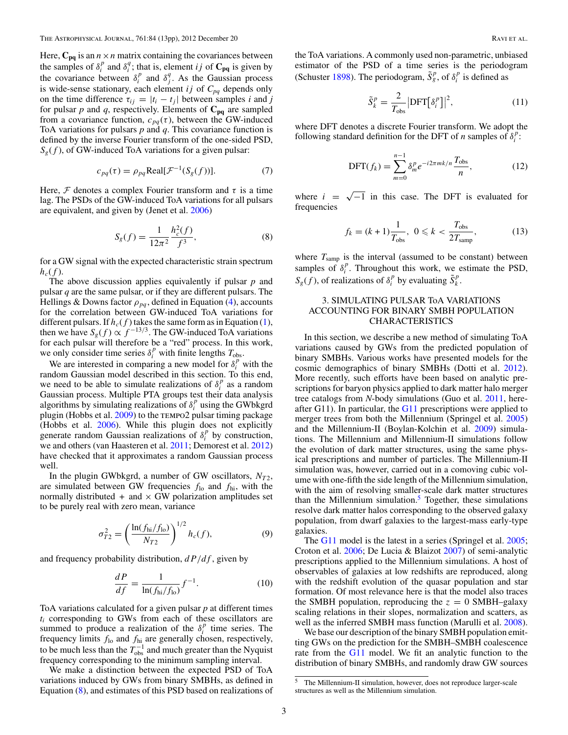Here, $\mathbf{C_{pq}}$ is an $n \times n$ matrix containing the covariances between the samples of $\delta_i^p$ and $\delta_i^q$; that is, element $ij$ of $\mathbf{C_{pq}}$ is given by the covariance between $\delta_i^p$ and $\delta_j^q$. As the Gaussian process is wide-sense stationary, each element $ij$ of $C_{pq}$ depends only on the time difference $\tau_{ij} = |t_i - t_j|$ between samples $i$ and $j$ for pulsar $p$ and $q$, respectively. Elements of $\mathbf{C_{pq}}$ are sampled from a covariance function, $c_{pq}(\tau)$, between the GW-induced ToA variations for pulsars $p$ and $q$. This covariance function is defined by the inverse Fourier transform of the one-sided PSD, $S_g(f)$, of GW-induced ToA variations for a given pulsar:

$$c_{pq}(\tau) = \rho_{pq}\mathrm{Real}[\mathcal{F}^{-1}(S_g(f))]. \tag{7}$$

Here, $\mathcal{F}$ denotes a complex Fourier transform and $\tau$ is a time lag. The PSDs of the GW-induced ToA variations for all pulsars are equivalent, and given by (Jenet et al. 2006)

$$S_g(f) = \frac{1}{12\pi^2}\frac{h_c^2(f)}{f^3}, \tag{8}$$

for a GW signal with the expected characteristic strain spectrum $h_c(f)$.

The above discussion applies equivalently if pulsar $p$ and pulsar $q$ are the same pulsar, or if they are different pulsars. The Hellings & Downs factor $\rho_{pq}$, defined in Equation (4), accounts for the correlation between GW-induced ToA variations for different pulsars. If $h_c(f)$ takes the same form as in Equation (1), then we have $S_g(f) \propto f^{-13/3}$. The GW-induced ToA variations for each pulsar will therefore be a "red" process. In this work, we only consider time series $\delta_i^p$ with finite lengths $T_{\mathrm{obs}}$.

We are interested in comparing a new model for $\delta_i^p$ with the random Gaussian model described in this section. To this end, we need to be able to simulate realizations of $\delta_i^p$ as a random Gaussian process. Multiple PTA groups test their data analysis algorithms by simulating realizations of $\delta_i^p$ using the GWbkgrd plugin (Hobbs et al. 2009) to the TEMPO2 pulsar timing package (Hobbs et al. 2006). While this plugin does not explicitly generate random Gaussian realizations of $\delta_i^p$ by construction, we and others (van Haasteren et al. 2011; Demorest et al. 2012) have checked that it approximates a random Gaussian process well.

In the plugin GWbkgrd, a number of GW oscillators, $N_{T2}$, are simulated between GW frequencies $f_{\mathrm{lo}}$ and $f_{\mathrm{hi}}$, with the normally distributed + and × GW polarization amplitudes set to be purely real with zero mean, variance

$$\sigma_{T2}^2 = \left(\frac{\ln(f_{\mathrm{hi}}/f_{\mathrm{lo}})}{N_{T2}}\right)^{1/2} h_c(f), \tag{9}$$

and frequency probability distribution, $dP/df$, given by

$$\frac{dP}{df} = \frac{1}{\ln(f_{\mathrm{hi}}/f_{\mathrm{lo}})} f^{-1}. \tag{10}$$

ToA variations calculated for a given pulsar $p$ at different times $t_i$ corresponding to GWs from each of these oscillators are summed to produce a realization of the $\delta_i^p$ time series. The frequency limits $f_{\mathrm{lo}}$ and $f_{\mathrm{hi}}$ are generally chosen, respectively, to be much less than the $T_{\mathrm{obs}}^{-1}$ and much greater than the Nyquist frequency corresponding to the minimum sampling interval.

We make a distinction between the expected PSD of ToA variations induced by GWs from binary SMBHs, as defined in Equation (8), and estimates of this PSD based on realizations of the ToA variations. A commonly used non-parametric, unbiased estimator of the PSD of a time series is the periodogram (Schuster 1898). The periodogram, $\tilde{S}_g^p$, of $\delta_i^p$ is defined as

$$\tilde{S}_k^p = \frac{2}{T_{\mathrm{obs}}}\left|\mathrm{DFT}\left[\delta_i^p\right]\right|^2, \tag{11}$$

where DFT denotes a discrete Fourier transform. We adopt the following standard definition for the DFT of $n$ samples of $\delta_i^p$:

$$\mathrm{DFT}(f_k) = \sum_{m=0}^{n-1} \delta_m^p e^{-i2\pi mk/n}\frac{T_{\mathrm{obs}}}{n}, \tag{12}$$

where $i = \sqrt{-1}$ in this case. The DFT is evaluated for frequencies

$$f_k = (k+1)\frac{1}{T_{\mathrm{obs}}},\ 0 \leqslant k < \frac{T_{\mathrm{obs}}}{2T_{\mathrm{samp}}}, \tag{13}$$

where $T_{\mathrm{samp}}$ is the interval (assumed to be constant) between samples of $\delta_i^p$. Throughout this work, we estimate the PSD, $S_g(f)$, of realizations of $\delta_i^p$ by evaluating $\tilde{S}_k^p$.

## 3. SIMULATING PULSAR ToA VARIATIONS ACCOUNTING FOR BINARY SMBH POPULATION CHARACTERISTICS

In this section, we describe a new method of simulating ToA variations caused by GWs from the predicted population of binary SMBHs. Various works have presented models for the cosmic demographics of binary SMBHs (Dotti et al. 2012). More recently, such efforts have been based on analytic prescriptions for baryon physics applied to dark matter halo merger tree catalogs from $N$-body simulations (Guo et al. 2011, hereafter G11). In particular, the G11 prescriptions were applied to merger trees from both the Millennium (Springel et al. 2005) and the Millennium-II (Boylan-Kolchin et al. 2009) simulations. The Millennium and Millennium-II simulations follow the evolution of dark matter structures, using the same physical prescriptions and number of particles. The Millennium-II simulation was, however, carried out in a comoving cubic volume with one-fifth the side length of the Millennium simulation, with the aim of resolving smaller-scale dark matter structures than the Millennium simulation.[5] Together, these simulations resolve dark matter halos corresponding to the observed galaxy population, from dwarf galaxies to the largest-mass early-type galaxies.

The G11 model is the latest in a series (Springel et al. 2005; Croton et al. 2006; De Lucia & Blaizot 2007) of semi-analytic prescriptions applied to the Millennium simulations. A host of observables of galaxies at low redshifts are reproduced, along with the redshift evolution of the quasar population and star formation. Of most relevance here is that the model also traces the SMBH population, reproducing the $z = 0$ SMBH–galaxy scaling relations in their slopes, normalization and scatters, as well as the inferred SMBH mass function (Marulli et al. 2008).

We base our description of the binary SMBH population emitting GWs on the prediction for the SMBH–SMBH coalescence rate from the G11 model. We fit an analytic function to the distribution of binary SMBHs, and randomly draw GW sources

[5] The Millennium-II simulation, however, does not reproduce larger-scale structures as well as the Millennium simulation.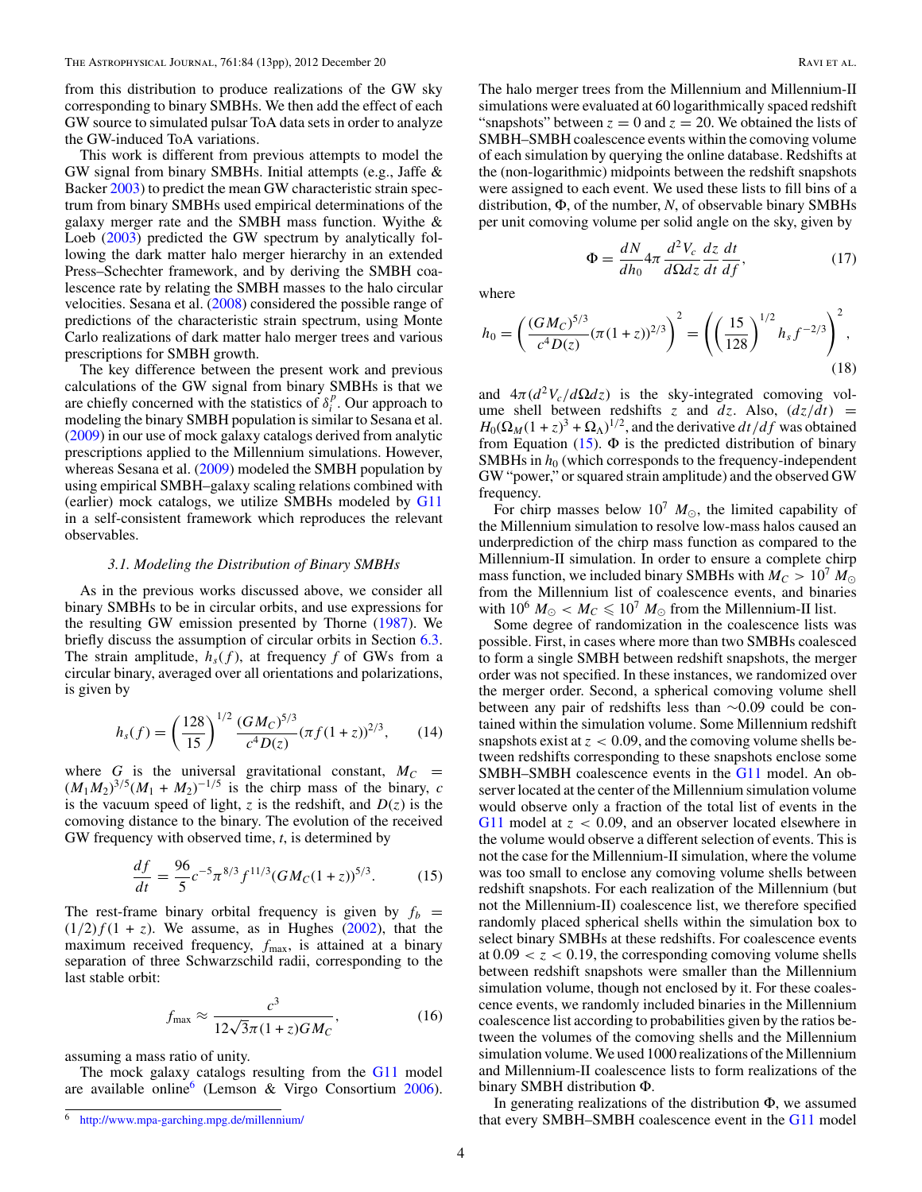from this distribution to produce realizations of the GW sky corresponding to binary SMBHs. We then add the effect of each GW source to simulated pulsar ToA data sets in order to analyze the GW-induced ToA variations.

This work is different from previous attempts to model the GW signal from binary SMBHs. Initial attempts (e.g., Jaffe & Backer 2003) to predict the mean GW characteristic strain spectrum from binary SMBHs used empirical determinations of the galaxy merger rate and the SMBH mass function. Wyithe & Loeb (2003) predicted the GW spectrum by analytically following the dark matter halo merger hierarchy in an extended Press–Schechter framework, and by deriving the SMBH coalescence rate by relating the SMBH masses to the halo circular velocities. Sesana et al. (2008) considered the possible range of predictions of the characteristic strain spectrum, using Monte Carlo realizations of dark matter halo merger trees and various prescriptions for SMBH growth.

The key difference between the present work and previous calculations of the GW signal from binary SMBHs is that we are chiefly concerned with the statistics of $\delta_i^p$. Our approach to modeling the binary SMBH population is similar to Sesana et al. (2009) in our use of mock galaxy catalogs derived from analytic prescriptions applied to the Millennium simulations. However, whereas Sesana et al. (2009) modeled the SMBH population by using empirical SMBH–galaxy scaling relations combined with (earlier) mock catalogs, we utilize SMBHs modeled by G11 in a self-consistent framework which reproduces the relevant observables.

### 3.1. Modeling the Distribution of Binary SMBHs

As in the previous works discussed above, we consider all binary SMBHs to be in circular orbits, and use expressions for the resulting GW emission presented by Thorne (1987). We briefly discuss the assumption of circular orbits in Section 6.3. The strain amplitude, $h_s(f)$, at frequency $f$ of GWs from a circular binary, averaged over all orientations and polarizations, is given by

$$h_s(f) = \left(\frac{128}{15}\right)^{1/2} \frac{(GM_C)^{5/3}}{c^4 D(z)} (\pi f (1+z))^{2/3}, \tag{14}$$

where $G$ is the universal gravitational constant, $M_C = (M_1 M_2)^{3/5}(M_1 + M_2)^{-1/5}$ is the chirp mass of the binary, $c$ is the vacuum speed of light, $z$ is the redshift, and $D(z)$ is the comoving distance to the binary. The evolution of the received GW frequency with observed time, $t$, is determined by

$$\frac{df}{dt} = \frac{96}{5} c^{-5} \pi^{8/3} f^{11/3} (GM_C(1+z))^{5/3}. \tag{15}$$

The rest-frame binary orbital frequency is given by $f_b = (1/2) f (1+z)$. We assume, as in Hughes (2002), that the maximum received frequency, $f_{\max}$, is attained at a binary separation of three Schwarzschild radii, corresponding to the last stable orbit:

$$f_{\max} \approx \frac{c^3}{12\sqrt{3}\pi(1+z)GM_C}, \tag{16}$$

assuming a mass ratio of unity.

The mock galaxy catalogs resulting from the G11 model are available online[6] (Lemson & Virgo Consortium 2006). The halo merger trees from the Millennium and Millennium-II simulations were evaluated at 60 logarithmically spaced redshift "snapshots" between $z = 0$ and $z = 20$. We obtained the lists of SMBH–SMBH coalescence events within the comoving volume of each simulation by querying the online database. Redshifts at the (non-logarithmic) midpoints between the redshift snapshots were assigned to each event. We used these lists to fill bins of a distribution, $\Phi$, of the number, $N$, of observable binary SMBHs per unit comoving volume per solid angle on the sky, given by

$$\Phi = \frac{dN}{dh_0} 4\pi \frac{d^2 V_c}{d\Omega dz} \frac{dz}{dt} \frac{dt}{df}, \tag{17}$$

where

$$h_0 = \left(\frac{(GM_C)^{5/3}}{c^4 D(z)} (\pi(1+z))^{2/3}\right)^2 = \left(\left(\frac{15}{128}\right)^{1/2} h_s f^{-2/3}\right)^2, \tag{18}$$

and $4\pi(d^2V_c/d\Omega dz)$ is the sky-integrated comoving volume shell between redshifts $z$ and $dz$. Also, $(dz/dt) = H_0(\Omega_M(1+z)^3 + \Omega_\Lambda)^{1/2}$, and the derivative $dt/df$ was derived from Equation (15). $\Phi$ is the predicted distribution of binary SMBHs in $h_0$ (which corresponds to the frequency-independent GW "power," or squared strain amplitude) and the observed GW frequency.

For chirp masses below $10^7\ M_\odot$, the limited capability of the Millennium simulation to resolve low-mass halos caused an underprediction of the chirp mass function as compared to the Millennium-II simulation. In order to ensure a complete chirp mass function, we included binary SMBHs with $M_C > 10^7\ M_\odot$ from the Millennium list of coalescence events, and binaries with $10^6\ M_\odot < M_C \leqslant 10^7\ M_\odot$ from the Millennium-II list.

Some degree of randomization in the coalescence lists was possible. First, in cases where more than two SMBHs coalesced to form a single SMBH between redshift snapshots, the merger order was not specified. In these instances, we randomized over the merger order. Second, a spherical comoving volume shell between any pair of redshifts less than $\sim$0.09 could be contained within the simulation volume. Some Millennium redshift snapshots exist at $z < 0.09$, and the comoving volume shells between redshifts corresponding to these snapshots enclose some SMBH–SMBH coalescence events in the G11 model. An observer located at the center of the Millennium simulation volume would observe only a fraction of the total list of events in the G11 model at $z < 0.09$, and an observer located elsewhere in the volume would observe a different selection of events. This is not the case for the Millennium-II simulation, where the volume was too small to enclose any comoving volume shells between redshift snapshots. For each realization of the Millennium (but not the Millennium-II) coalescence list, we therefore specified randomly placed spherical shells within the simulation box to select binary SMBHs at these redshifts. For coalescence events at $0.09 < z < 0.19$, the corresponding comoving volume shells between redshift snapshots were smaller than the Millennium simulation volume, though not enclosed by it. For these coalescence events, we randomly included binaries in the Millennium coalescence list according to probabilities given by the ratios between the volumes of the comoving shells and the Millennium simulation volume. We used 1000 realizations of the Millennium and Millennium-II coalescence lists to form realizations of the binary SMBH distribution $\Phi$.

In generating realizations of the distribution $\Phi$, we assumed that every SMBH–SMBH coalescence event in the G11 model

[6] http://www.mpa-garching.mpg.de/millennium/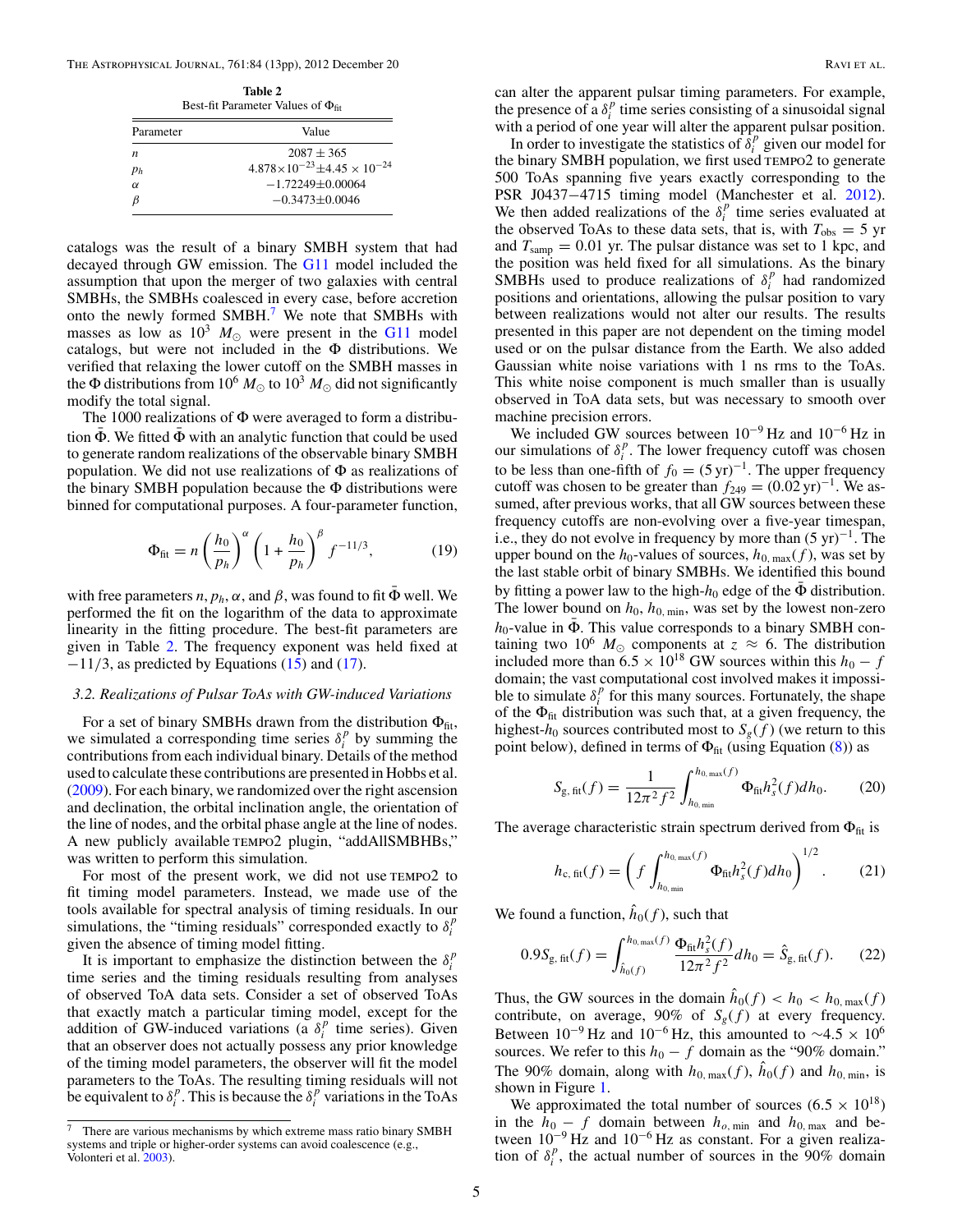**Table 2**

Best-fit Parameter Values of $\Phi_{\rm fit}$

| Parameter | Value |
|---|---|
| $n$ | $2087 \pm 365$ |
| $p_h$ | $4.878\times 10^{-23} \pm 4.45 \times 10^{-24}$ |
| $\alpha$ | $-1.72249 \pm 0.00064$ |
| $\beta$ | $-0.3473 \pm 0.0046$ |

catalogs was the result of a binary SMBH system that had decayed through GW emission. The G11 model included the assumption that upon the merger of two galaxies with central SMBHs, the SMBHs coalesced in every case, before accretion onto the newly formed SMBH.[7] We note that SMBHs with masses as low as $10^3\ M_\odot$ were present in the G11 model catalogs, but were not included in the $\Phi$ distributions. We verified that relaxing the lower cutoff on the SMBH masses in the $\Phi$ distributions from $10^6\ M_\odot$ to $10^3\ M_\odot$ did not significantly modify the total signal.

The 1000 realizations of $\Phi$ were averaged to form a distribution $\bar{\Phi}$. We fitted $\bar{\Phi}$ with an analytic function that could be used to generate random realizations of the observable binary SMBH population. We did not use realizations of $\Phi$ as realizations of the binary SMBH population because the $\Phi$ distributions were binned for computational purposes. A four-parameter function,

$$\Phi_{\rm fit} = n\left(\frac{h_0}{p_h}\right)^{\alpha}\left(1+\frac{h_0}{p_h}\right)^{\beta} f^{-11/3}, \tag{19}$$

with free parameters $n, p_h, \alpha$, and $\beta$, was found to fit $\bar{\Phi}$ well. We performed the fit on the logarithm of the data to approximate linearity in the fitting procedure. The best-fit parameters are given in Table 2. The frequency exponent was held fixed at $-11/3$, as predicted by Equations (15) and (17).

### 3.2. Realizations of Pulsar ToAs with GW-induced Variations

For a set of binary SMBHs drawn from the distribution $\Phi_{\rm fit}$, we simulated a corresponding time series $\delta_i^p$ by summing the contributions from each individual binary. Details of the method used to calculate these contributions are presented in Hobbs et al. (2009). For each binary, we randomized over the right ascension and declination, the orbital inclination angle, the orientation of the line of nodes, and the orbital phase angle at the line of nodes. A new publicly available TEMPO2 plugin, "addAllSMBHBs," was written to perform this simulation.

For most of the present work, we did not use TEMPO2 to fit timing model parameters. Instead, we made use of the tools available for spectral analysis of timing residuals. In our simulations, the "timing residuals" corresponded exactly to $\delta_i^p$ given the absence of timing model fitting.

It is important to emphasize the distinction between the $\delta_i^p$ time series and the timing residuals resulting from analyses of observed ToA data sets. Consider a set of observed ToAs that exactly match a particular timing model, except for the addition of GW-induced variations (a $\delta_i^p$ time series). Given that an observer does not actually possess any prior knowledge of the timing model parameters, the observer will fit the model parameters to the ToAs. The resulting timing residuals will not be equivalent to $\delta_i^p$. This is because the $\delta_i^p$ variations in the ToAs can alter the apparent pulsar timing parameters. For example, the presence of a $\delta_i^p$ time series consisting of a sinusoidal signal with a period of one year will alter the apparent pulsar position.

In order to investigate the statistics of $\delta_i^p$ given our model for the binary SMBH population, we first used TEMPO2 to generate 500 ToAs spanning five years exactly corresponding to the PSR J0437−4715 timing model (Manchester et al. 2012). We then added realizations of the $\delta_i^p$ time series evaluated at the observed ToAs to these data sets, that is, with $T_{\rm obs} = 5$ yr and $T_{\rm samp} = 0.01$ yr. The pulsar distance was set to 1 kpc, and the position was held fixed for all simulations. As the binary SMBHs used to produce realizations of $\delta_i^p$ had randomized positions and orientations, allowing the pulsar position to vary between realizations would not alter our results. The results presented in this paper are not dependent on the timing model used or on the pulsar distance from the Earth. We also added Gaussian white noise variations with 1 ns rms to the ToAs. This white noise component is much smaller than is usually observed in ToA data sets, but was necessary to smooth over machine precision errors.

We included GW sources between $10^{-9}$ Hz and $10^{-6}$ Hz in our simulations of $\delta_i^p$. The lower frequency cutoff was chosen to be less than one-fifth of $f_0 = (5\ {\rm yr})^{-1}$. The upper frequency cutoff was chosen to be greater than $f_{249} = (0.02\ {\rm yr})^{-1}$. We assumed, after previous works, that all GW sources between these frequency cutoffs are non-evolving over a five-year timespan, i.e., they do not evolve in frequency by more than $(5\ {\rm yr})^{-1}$. The upper bound on the $h_0$-values of sources, $h_{0,\max}(f)$, was set by the last stable orbit of binary SMBHs. We identified this bound by fitting a power law to the high-$h_0$ edge of the $\bar{\Phi}$ distribution. The lower bound on $h_0$, $h_{0,\min}$, was set by the lowest non-zero $h_0$-value in $\bar{\Phi}$. This value corresponds to a binary SMBH containing two $10^6\ M_\odot$ components at $z \approx 6$. The distribution included more than $6.5 \times 10^{18}$ GW sources within this $h_0 - f$ domain; the vast computational cost involved makes it impossible to simulate $\delta_i^p$ for this many sources. Fortunately, the shape of the $\Phi_{\rm fit}$ distribution was such that, at a given frequency, the highest-$h_0$ sources contributed most to $S_g(f)$ (we return to this point below), defined in terms of $\Phi_{\rm fit}$ (using Equation (8)) as

$$S_{\rm g,\,fit}(f) = \frac{1}{12\pi^2 f^2}\int_{h_{0,\min}}^{h_{0,\max}(f)} \Phi_{\rm fit} h_s^2(f)\, dh_0. \tag{20}$$

The average characteristic strain spectrum derived from $\Phi_{\rm fit}$ is

$$h_{\rm c,\,fit}(f) = \left(f\int_{h_{0,\min}}^{h_{0,\max}(f)} \Phi_{\rm fit} h_s^2(f)\, dh_0\right)^{1/2}. \tag{21}$$

We found a function, $\hat{h}_0(f)$, such that

$$0.9 S_{\rm g,\,fit}(f) = \int_{\hat{h}_0(f)}^{h_{0,\max}(f)} \frac{\Phi_{\rm fit} h_s^2(f)}{12\pi^2 f^2} dh_0 = \hat{S}_{\rm g,\,fit}(f). \tag{22}$$

Thus, the GW sources in the domain $\hat{h}_0(f) < h_0 < h_{0,\max}(f)$ contribute, on average, 90% of $S_g(f)$ at every frequency. Between $10^{-9}$ Hz and $10^{-6}$ Hz, this amounted to $\sim 4.5 \times 10^6$ sources. We refer to this $h_0 - f$ domain as the "90% domain." The 90% domain, along with $h_{0,\max}(f)$, $\hat{h}_0(f)$ and $h_{0,\min}$, is shown in Figure 1.

We approximated the total number of sources ($6.5 \times 10^{18}$) in the $h_0 - f$ domain between $h_{o,\min}$ and $h_{0,\max}$ and between $10^{-9}$ Hz and $10^{-6}$ Hz as constant. For a given realization of $\delta_i^p$, the actual number of sources in the 90% domain

---

[7] There are various mechanisms by which extreme mass ratio binary SMBH systems and triple or higher-order systems can avoid coalescence (e.g., Volonteri et al. 2003).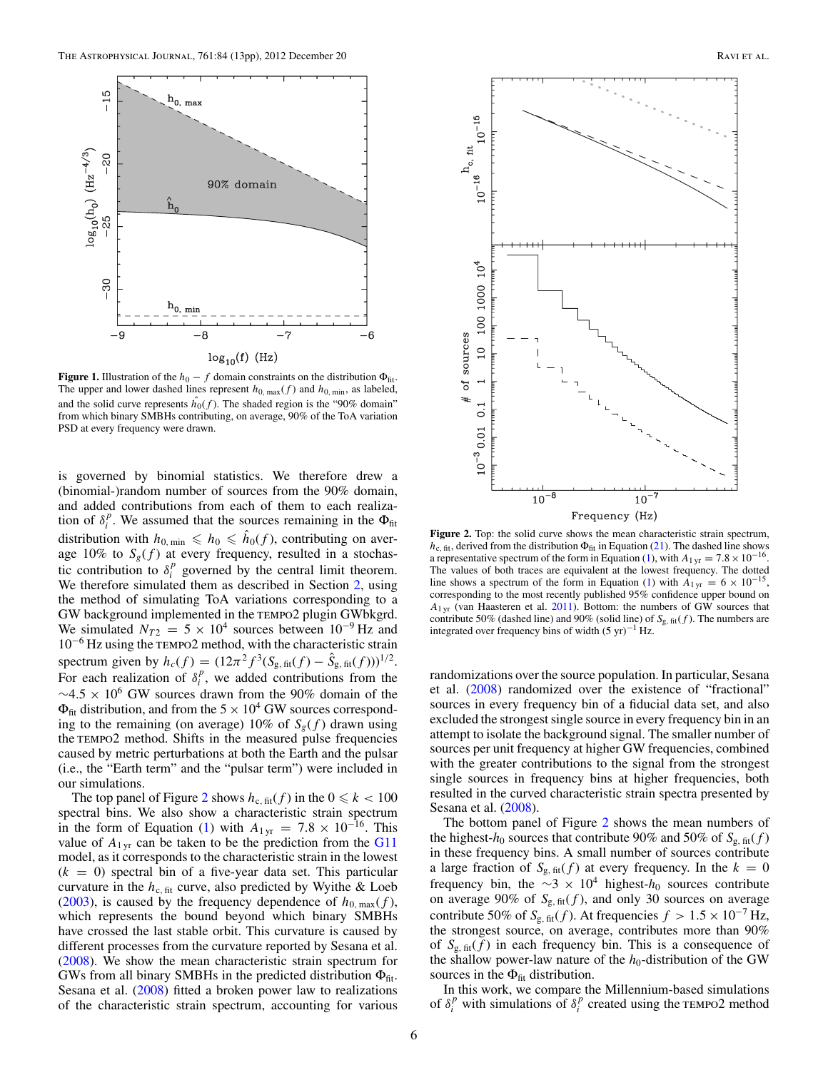**Figure 1.** Illustration of the $h_0 - f$ domain constraints on the distribution $\Phi_{\rm fit}$. The upper and lower dashed lines represent $h_{0,\,\rm max}(f)$ and $h_{0,\,\rm min}$, as labeled, and the solid curve represents $\hat{h}_0(f)$. The shaded region is the "90% domain" from which binary SMBHs contributing, on average, 90% of the ToA variation PSD at every frequency were drawn.

is governed by binomial statistics. We therefore drew a (binomial-)random number of sources from the 90% domain, and added contributions from each of them to each realization of $\delta_i^p$. We assumed that the sources remaining in the $\Phi_{\rm fit}$ distribution with $h_{0,\,\rm min} \leqslant h_0 \leqslant \hat{h}_0(f)$, contributing on average 10% to $S_g(f)$ at every frequency, resulted in a stochastic contribution to $\delta_i^p$ governed by the central limit theorem. We therefore simulated them as described in Section 2, using the method of simulating ToA variations corresponding to a GW background implemented in the TEMPO2 plugin GWbkgrd. We simulated $N_{T2} = 5 \times 10^4$ sources between $10^{-9}$ Hz and $10^{-6}$ Hz using the TEMPO2 method, with the characteristic strain spectrum given by $h_c(f) = (12\pi^2 f^3 (S_{\rm g,\,fit}(f) - \hat{S}_{\rm g,\,fit}(f)))^{1/2}$. For each realization of $\delta_i^p$, we added contributions from the $\sim 4.5 \times 10^6$ GW sources drawn from the 90% domain of the $\Phi_{\rm fit}$ distribution, and from the $5 \times 10^4$ GW sources corresponding to the remaining (on average) 10% of $S_g(f)$ drawn using the TEMPO2 method. Shifts in the measured pulse frequencies caused by metric perturbations at both the Earth and the pulsar (i.e., the "Earth term" and the "pulsar term") were included in our simulations.

The top panel of Figure 2 shows $h_{\rm c,\,fit}(f)$ in the $0 \leqslant k < 100$ spectral bins. We also show a characteristic strain spectrum in the form of Equation (1) with $A_{1\,\rm yr} = 7.8 \times 10^{-16}$. This value of $A_{1\,\rm yr}$ can be taken to be the prediction from the G11 model, as it corresponds to the characteristic strain in the lowest ($k = 0$) spectral bin of a five-year data set. This particular curvature in the $h_{\rm c,\,fit}$ curve, also predicted by Wyithe & Loeb (2003), is caused by the frequency dependence of $h_{0,\,\rm max}(f)$, which represents the bound beyond which binary SMBHs have crossed the last stable orbit. This curvature is caused by different processes from the curvature reported by Sesana et al. (2008). We show the mean characteristic strain spectrum for GWs from all binary SMBHs in the predicted distribution $\Phi_{\rm fit}$. Sesana et al. (2008) fitted a broken power law to realizations of the characteristic strain spectrum, accounting for various randomizations over the source population. In particular, Sesana et al. (2008) randomized over the existence of "fractional" sources in every frequency bin of a fiducial data set, and also excluded the strongest single source in every frequency bin in an attempt to isolate the background signal. The smaller number of sources per unit frequency at higher GW frequencies, combined with the greater contributions to the signal from the strongest single sources in frequency bins at higher frequencies, both resulted in the curved characteristic strain spectra presented by Sesana et al. (2008).

**Figure 2.** Top: the solid curve shows the mean characteristic strain spectrum, $h_{\rm c,\,fit}$, derived from the distribution $\Phi_{\rm fit}$ in Equation (21). The dashed line shows a representative spectrum of the form in Equation (1), with $A_{1\,\rm yr} = 7.8 \times 10^{-16}$. The values of both traces are equivalent at the lowest frequency. The dotted line shows a spectrum of the form in Equation (1) with $A_{1\,\rm yr} = 6 \times 10^{-15}$, corresponding to the most recently published 95% confidence upper bound on $A_{1\,\rm yr}$ (van Haasteren et al. 2011). Bottom: the numbers of GW sources that contribute 50% (dashed line) and 90% (solid line) of $S_{\rm g,\,fit}(f)$. The numbers are integrated over frequency bins of width $(5\ {\rm yr})^{-1}$ Hz.

The bottom panel of Figure 2 shows the mean numbers of the highest-$h_0$ sources that contribute 90% and 50% of $S_{\rm g,\,fit}(f)$ in these frequency bins. A small number of sources contribute a large fraction of $S_{\rm g,\,fit}(f)$ at every frequency. In the $k = 0$ frequency bin, the $\sim 3 \times 10^4$ highest-$h_0$ sources contribute on average 90% of $S_{\rm g,\,fit}(f)$, and only 30 sources on average contribute 50% of $S_{\rm g,\,fit}(f)$. At frequencies $f > 1.5 \times 10^{-7}$ Hz, the strongest source, on average, contributes more than 90% of $S_{\rm g,\,fit}(f)$ in each frequency bin. This is a consequence of the shallow power-law nature of the $h_0$-distribution of the GW sources in the $\Phi_{\rm fit}$ distribution.

In this work, we compare the Millennium-based simulations of $\delta_i^p$ with simulations of $\delta_i^p$ created using the TEMPO2 method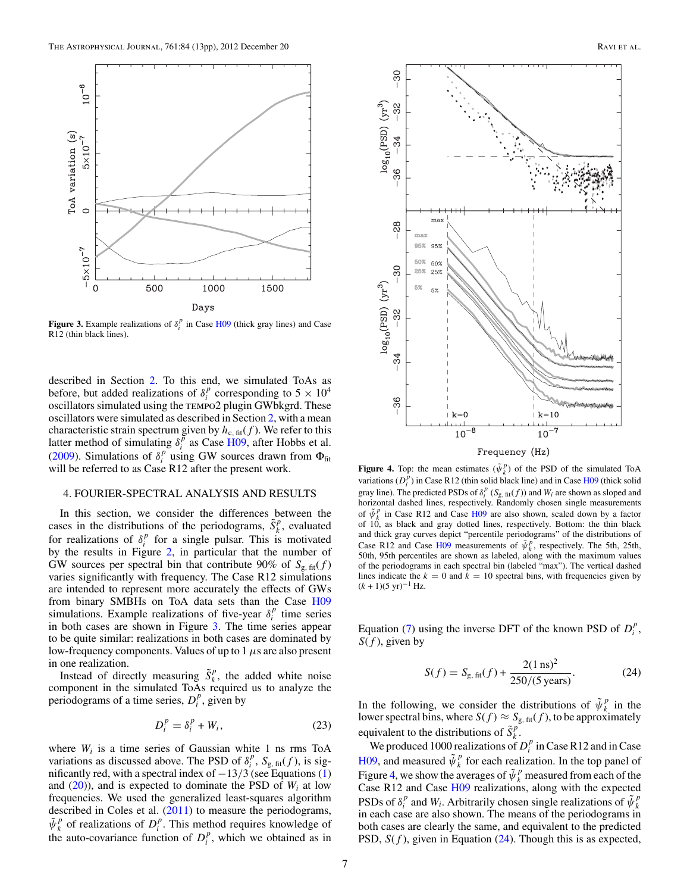**Figure 3.** Example realizations of $\delta_i^p$ in Case H09 (thick gray lines) and Case R12 (thin black lines).

described in Section 2. To this end, we simulated ToAs as before, but added realizations of $\delta_i^p$ corresponding to $5 \times 10^4$ oscillators simulated using the TEMPO2 plugin GWbkgrd. These oscillators were simulated as described in Section 2, with a mean characteristic strain spectrum given by $h_{\mathrm{c,\,fit}}(f)$. We refer to this latter method of simulating $\delta_i^p$ as Case H09, after Hobbs et al. (2009). Simulations of $\delta_i^p$ using GW sources drawn from $\Phi_{\mathrm{fit}}$ will be referred to as Case R12 after the present work.

## 4. FOURIER-SPECTRAL ANALYSIS AND RESULTS

In this section, we consider the differences between the cases in the distributions of the periodograms, $\tilde{S}_k^p$, evaluated for realizations of $\delta_i^p$ for a single pulsar. This is motivated by the results in Figure 2, in particular that the number of GW sources per spectral bin that contribute 90% of $S_{\mathrm{g,\,fit}}(f)$ varies significantly with frequency. The Case R12 simulations are intended to represent more accurately the effects of GWs from binary SMBHs on ToA data sets than the Case H09 simulations. Example realizations of five-year $\delta_i^p$ time series in both cases are shown in Figure 3. The time series appear to be quite similar: realizations in both cases are dominated by low-frequency components. Values of up to 1 $\mu$s are also present in one realization.

Instead of directly measuring $\tilde{S}_k^p$, the added white noise component in the simulated ToAs required us to analyze the periodograms of a time series, $D_i^p$, given by

$$D_i^p = \delta_i^p + W_i, \tag{23}$$

where $W_i$ is a time series of Gaussian white 1 ns rms ToA variations as discussed above. The PSD of $\delta_i^p$, $S_{\mathrm{g,\,fit}}(f)$, is significantly red, with a spectral index of $-13/3$ (see Equations (1) and (20)), and is expected to dominate the PSD of $W_i$ at low frequencies. We used the generalized least-squares algorithm described in Coles et al. (2011) to measure the periodograms, $\tilde{\psi}_k^p$ of realizations of $D_i^p$. This method requires knowledge of the auto-covariance function of $D_i^p$, which we obtained as in

**Figure 4.** Top: the mean estimates $(\tilde{\psi}_k^p)$ of the PSD of the simulated ToA variations $(D_i^p)$ in Case R12 (thin solid black line) and in Case H09 (thick solid gray line). The predicted PSDs of $\delta_i^p$ $(S_{\mathrm{g,\,fit}}(f))$ and $W_i$ are shown as sloped and horizontal dashed lines, respectively. Randomly chosen single measurements of $\tilde{\psi}_k^p$ in Case R12 and Case H09 are also shown, scaled down by a factor of 10, as black and gray dotted lines, respectively. Bottom: the thin black and thick gray curves depict "percentile periodograms" of the distributions of Case R12 and Case H09 measurements of $\tilde{\psi}_k^p$, respectively. The 5th, 25th, 50th, 95th percentiles are shown as labeled, along with the maximum values of the periodograms in each spectral bin (labeled "max"). The vertical dashed lines indicate the $k = 0$ and $k = 10$ spectral bins, with frequencies given by $(k+1)(5\ \mathrm{yr})^{-1}$ Hz.

Equation (7) using the inverse DFT of the known PSD of $D_i^p$, $S(f)$, given by

$$S(f) = S_{\mathrm{g,\,fit}}(f) + \frac{2(1\ \mathrm{ns})^2}{250/(5\ \mathrm{years})}. \tag{24}$$

In the following, we consider the distributions of $\tilde{\psi}_k^p$ in the lower spectral bins, where $S(f) \approx S_{\mathrm{g,\,fit}}(f)$, to be approximately equivalent to the distributions of $\tilde{S}_k^p$.

We produced 1000 realizations of $D_i^p$ in Case R12 and in Case H09, and measured $\tilde{\psi}_k^p$ for each realization. In the top panel of Figure 4, we show the averages of $\tilde{\psi}_k^p$ measured from each of the Case R12 and Case H09 realizations, along with the expected PSDs of $\delta_i^p$ and $W_i$. Arbitrarily chosen single realizations of $\tilde{\psi}_k^p$ in each case are also shown. The means of the periodograms in both cases are clearly the same, and equivalent to the predicted PSD, $S(f)$, given in Equation (24). Though this is as expected,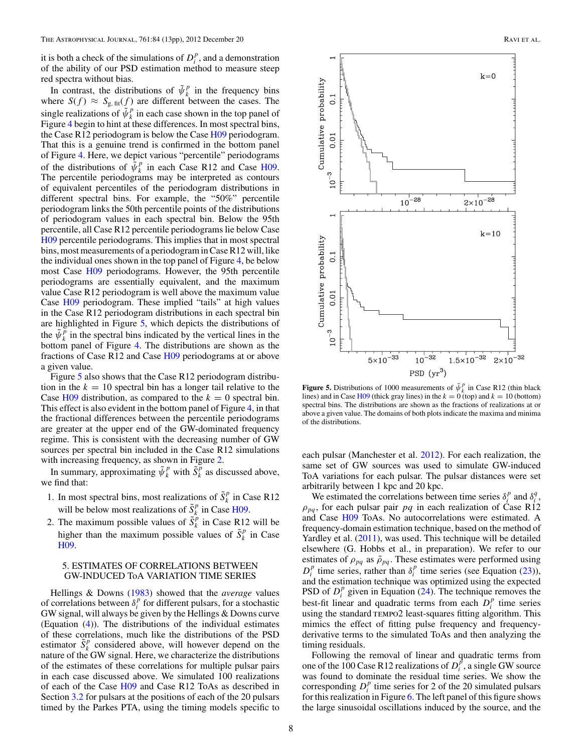it is both a check of the simulations of $D_i^p$, and a demonstration of the ability of our PSD estimation method to measure steep red spectra without bias.

In contrast, the distributions of $\tilde{\psi}_k^p$ in the frequency bins where $S(f) \approx S_{g,\,\mathrm{fit}}(f)$ are different between the cases. The single realizations of $\tilde{\psi}_k^p$ in each case shown in the top panel of Figure 4 begin to hint at these differences. In most spectral bins, the Case R12 periodogram is below the Case H09 periodogram. That this is a genuine trend is confirmed in the bottom panel of Figure 4. Here, we depict various "percentile" periodograms of the distributions of $\tilde{\psi}_k^p$ in each Case R12 and Case H09. The percentile periodograms may be interpreted as contours of equivalent percentiles of the periodogram distributions in different spectral bins. For example, the "50%" percentile periodogram links the 50th percentile points of the distributions of periodogram values in each spectral bin. Below the 95th percentile, all Case R12 percentile periodograms lie below Case H09 percentile periodograms. This implies that in most spectral bins, most measurements of a periodogram in Case R12 will, like the individual ones shown in the top panel of Figure 4, be below most Case H09 periodograms. However, the 95th percentile periodograms are essentially equivalent, and the maximum value Case R12 periodogram is well above the maximum value Case H09 periodogram. These implied "tails" at high values in the Case R12 periodogram distributions in each spectral bin are highlighted in Figure 5, which depicts the distributions of the $\tilde{\psi}_k^p$ in the spectral bins indicated by the vertical lines in the bottom panel of Figure 4. The distributions are shown as the fractions of Case R12 and Case H09 periodograms at or above a given value.

Figure 5 also shows that the Case R12 periodogram distribution in the $k = 10$ spectral bin has a longer tail relative to the Case H09 distribution, as compared to the $k = 0$ spectral bin. This effect is also evident in the bottom panel of Figure 4, in that the fractional differences between the percentile periodograms are greater at the upper end of the GW-dominated frequency regime. This is consistent with the decreasing number of GW sources per spectral bin included in the Case R12 simulations with increasing frequency, as shown in Figure 2.

In summary, approximating $\tilde{\psi}_k^p$ with $\tilde{S}_k^p$ as discussed above, we find that:

1. In most spectral bins, most realizations of $\tilde{S}_k^p$ in Case R12 will be below most realizations of $\tilde{S}_k^p$ in Case H09.
2. The maximum possible values of $\tilde{S}_k^p$ in Case R12 will be higher than the maximum possible values of $\tilde{S}_k^p$ in Case H09.

## 5. ESTIMATES OF CORRELATIONS BETWEEN GW-INDUCED ToA VARIATION TIME SERIES

Hellings & Downs (1983) showed that the *average* values of correlations between $\delta_i^p$ for different pulsars, for a stochastic GW signal, will always be given by the Hellings & Downs curve (Equation (4)). The distributions of the individual estimates of these correlations, much like the distributions of the PSD estimator $\tilde{S}_k^p$ considered above, will however depend on the nature of the GW signal. Here, we characterize the distributions of the estimates of these correlations for multiple pulsar pairs in each case discussed above. We simulated 100 realizations of each of the Case H09 and Case R12 ToAs as described in Section 3.2 for pulsars at the positions of each of the 20 pulsars timed by the Parkes PTA, using the timing models specific to

Figure 5. Distributions of 1000 measurements of $\tilde{\psi}_k^p$ in Case R12 (thin black lines) and in Case H09 (thick gray lines) in the $k = 0$ (top) and $k = 10$ (bottom) spectral bins. The distributions are shown as the fractions of realizations at or above a given value. The domains of both plots indicate the maxima and minima of the distributions.

each pulsar (Manchester et al. 2012). For each realization, the same set of GW sources was used to simulate GW-induced ToA variations for each pulsar. The pulsar distances were set arbitrarily between 1 kpc and 20 kpc.

We estimated the correlations between time series $\delta_i^p$ and $\delta_i^q$, $\rho_{pq}$, for each pulsar pair $pq$ in each realization of Case R12 and Case H09 ToAs. No autocorrelations were estimated. A frequency-domain estimation technique, based on the method of Yardley et al. (2011), was used. This technique will be detailed elsewhere (G. Hobbs et al., in preparation). We refer to our estimates of $\rho_{pq}$ as $\tilde{\rho}_{pq}$. These estimates were performed using $D_i^p$ time series, rather than $\delta_i^p$ time series (see Equation (23)), and the estimation technique was optimized using the expected PSD of $D_i^p$ given in Equation (24). The technique removes the best-fit linear and quadratic terms from each $D_i^p$ time series using the standard TEMPO2 least-squares fitting algorithm. This mimics the effect of fitting pulse frequency and frequency-derivative terms to the simulated ToAs and then analyzing the timing residuals.

Following the removal of linear and quadratic terms from one of the 100 Case R12 realizations of $D_i^p$, a single GW source was found to dominate the residual time series. We show the corresponding $D_i^p$ time series for 2 of the 20 simulated pulsars for this realization in Figure 6. The left panel of this figure shows the large sinusoidal oscillations induced by the source, and the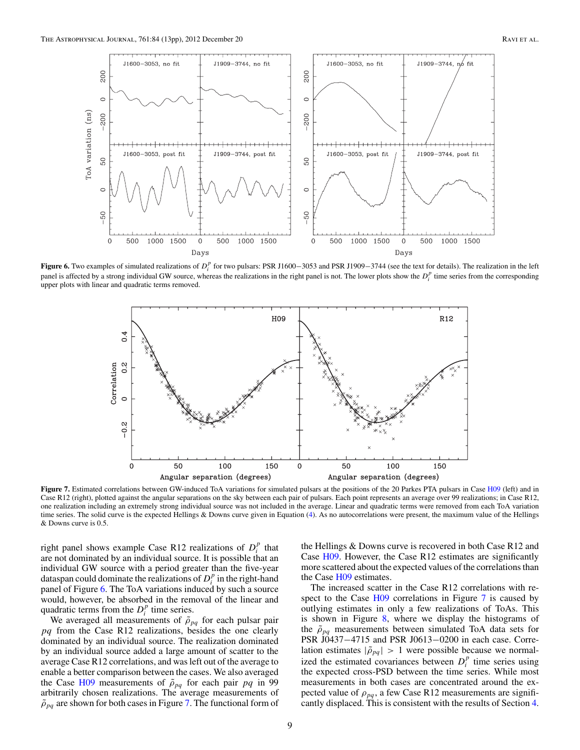**Figure 6.** Two examples of simulated realizations of $D_i^p$ for two pulsars: PSR J1600−3053 and PSR J1909−3744 (see the text for details). The realization in the left panel is affected by a strong individual GW source, whereas the realizations in the right panel is not. The lower plots show the $D_i^p$ time series from the corresponding upper plots with linear and quadratic terms removed.

**Figure 7.** Estimated correlations between GW-induced ToA variations for simulated pulsars at the positions of the 20 Parkes PTA pulsars in Case H09 (left) and in Case R12 (right), plotted against the angular separations on the sky between each pair of pulsars. Each point represents an average over 99 realizations; in Case R12, one realization including an extremely strong individual source was not included in the average. Linear and quadratic terms were removed from each ToA variation time series. The solid curve is the expected Hellings & Downs curve given in Equation (4). As no autocorrelations were present, the maximum value of the Hellings & Downs curve is 0.5.

right panel shows example Case R12 realizations of $D_i^p$ that are not dominated by an individual source. It is possible that an individual GW source with a period greater than the five-year dataspan could dominate the realizations of $D_i^p$ in the right-hand panel of Figure 6. The ToA variations induced by such a source would, however, be absorbed in the removal of the linear and quadratic terms from the $D_i^p$ time series.

We averaged all measurements of $\tilde{\rho}_{pq}$ for each pulsar pair $pq$ from the Case R12 realizations, besides the one clearly dominated by an individual source. The realization dominated by an individual source added a large amount of scatter to the average Case R12 correlations, and was left out of the average to enable a better comparison between the cases. We also averaged the Case H09 measurements of $\tilde{\rho}_{pq}$ for each pair $pq$ in 99 arbitrarily chosen realizations. The average measurements of $\tilde{\rho}_{pq}$ are shown for both cases in Figure 7. The functional form of the Hellings & Downs curve is recovered in both Case R12 and Case H09. However, the Case R12 estimates are significantly more scattered about the expected values of the correlations than the Case H09 estimates.

The increased scatter in the Case R12 correlations with respect to the Case H09 correlations in Figure 7 is caused by outlying estimates in only a few realizations of ToAs. This is shown in Figure 8, where we display the histograms of the $\tilde{\rho}_{pq}$ measurements between simulated ToA data sets for PSR J0437−4715 and PSR J0613−0200 in each case. Correlation estimates $|\tilde{\rho}_{pq}| > 1$ were possible because we normalized the estimated covariances between $D_i^p$ time series using the expected cross-PSD between the time series. While most measurements in both cases are concentrated around the expected value of $\rho_{pq}$, a few Case R12 measurements are significantly displaced. This is consistent with the results of Section 4.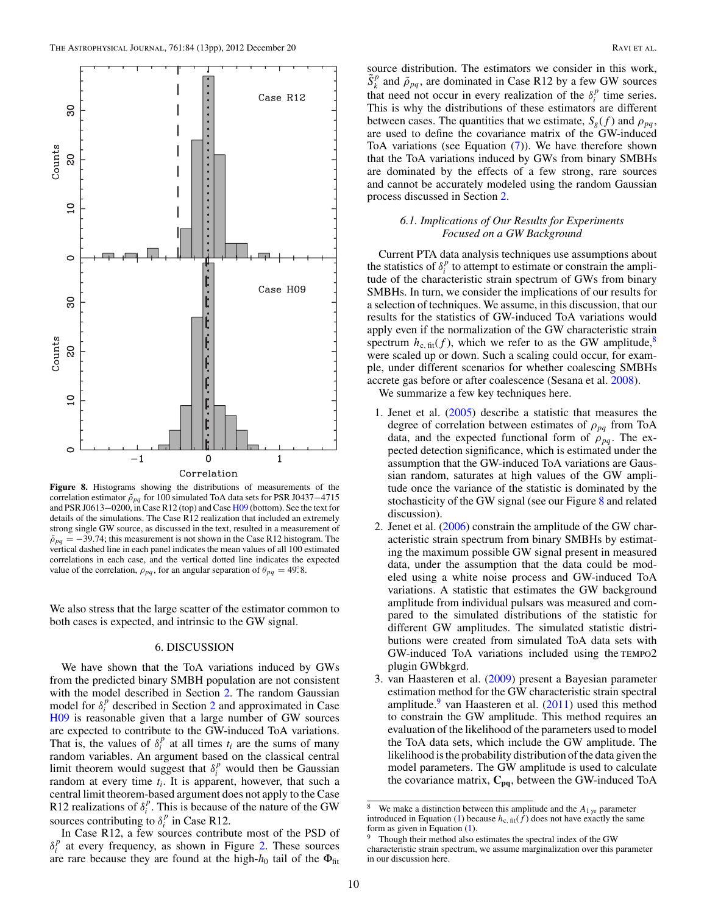Figure 8. Histograms showing the distributions of measurements of the correlation estimator $\tilde{\rho}_{pq}$ for 100 simulated ToA data sets for PSR J0437−4715 and PSR J0613−0200, in Case R12 (top) and Case H09 (bottom). See the text for details of the simulations. The Case R12 realization that included an extremely strong single GW source, as discussed in the text, resulted in a measurement of $\tilde{\rho}_{pq} = -39.74$; this measurement is not shown in the Case R12 histogram. The vertical dashed line in each panel indicates the mean values of all 100 estimated correlations in each case, and the vertical dotted line indicates the expected value of the correlation, $\rho_{pq}$, for an angular separation of $\theta_{pq} = 49\overset{\circ}{.}8$.

We also stress that the large scatter of the estimator common to both cases is expected, and intrinsic to the GW signal.

## 6. DISCUSSION

We have shown that the ToA variations induced by GWs from the predicted binary SMBH population are not consistent with the model described in Section 2. The random Gaussian model for $\delta_i^p$ described in Section 2 and approximated in Case H09 is reasonable given that a large number of GW sources are expected to contribute to the GW-induced ToA variations. That is, the values of $\delta_i^p$ at all times $t_i$ are the sums of many random variables. An argument based on the classical central limit theorem would suggest that $\delta_i^p$ would then be Gaussian random at every time $t_i$. It is apparent, however, that such a central limit theorem-based argument does not apply to the Case R12 realizations of $\delta_i^p$. This is because of the nature of the GW sources contributing to $\delta_i^p$ in Case R12.

In Case R12, a few sources contribute most of the PSD of $\delta_i^p$ at every frequency, as shown in Figure 2. These sources are rare because they are found at the high-$h_0$ tail of the $\Phi_{\rm fit}$ source distribution. The estimators we consider in this work, $\tilde{S}_k^p$ and $\tilde{\rho}_{pq}$, are dominated in Case R12 by a few GW sources that need not occur in every realization of the $\delta_i^p$ time series. This is why the distributions of these estimators are different between cases. The quantities that we estimate, $S_g(f)$ and $\rho_{pq}$, are used to define the covariance matrix of the GW-induced ToA variations (see Equation (7)). We have therefore shown that the ToA variations induced by GWs from binary SMBHs are dominated by the effects of a few strong, rare sources and cannot be accurately modeled using the random Gaussian process discussed in Section 2.

### 6.1. Implications of Our Results for Experiments Focused on a GW Background

Current PTA data analysis techniques use assumptions about the statistics of $\delta_i^p$ to attempt to estimate or constrain the amplitude of the characteristic strain spectrum of GWs from binary SMBHs. In turn, we consider the implications of our results for a selection of techniques. We assume, in this discussion, that our results for the statistics of GW-induced ToA variations would apply even if the normalization of the GW characteristic strain spectrum $h_{\rm c,\,fit}(f)$, which we refer to as the GW amplitude,[8] were scaled up or down. Such a scaling could occur, for example, under different scenarios for whether coalescing SMBHs accrete gas before or after coalescence (Sesana et al. 2008).

We summarize a few key techniques here.

1. Jenet et al. (2005) describe a statistic that measures the degree of correlation between estimates of $\rho_{pq}$ from ToA data, and the expected functional form of $\rho_{pq}$. The expected detection significance, which is estimated under the assumption that the GW-induced ToA variations are Gaussian random, saturates at high values of the GW amplitude once the variance of the statistic is dominated by the stochasticity of the GW signal (see our Figure 8 and related discussion).
2. Jenet et al. (2006) constrain the amplitude of the GW characteristic strain spectrum from binary SMBHs by estimating the maximum possible GW signal present in measured data, under the assumption that the data could be modeled using a white noise process and GW-induced ToA variations. A statistic that estimates the GW background amplitude from individual pulsars was measured and compared to the simulated distributions of the statistic for different GW amplitudes. The simulated statistic distributions were created from simulated ToA data sets with GW-induced ToA variations included using the TEMPO2 plugin GWbkgrd.
3. van Haasteren et al. (2009) present a Bayesian parameter estimation method for the GW characteristic strain spectral amplitude.[9] van Haasteren et al. (2011) used this method to constrain the GW amplitude. This method requires an evaluation of the likelihood of the parameters used to model the ToA data sets, which include the GW amplitude. The likelihood is the probability distribution of the data given the model parameters. The GW amplitude is used to calculate the covariance matrix, $\mathbf{C_{pq}}$, between the GW-induced ToA

[8] We make a distinction between this amplitude and the $A_{1\,\rm yr}$ parameter introduced in Equation (1) because $h_{\rm c,\,fit}(f)$ does not have exactly the same form as given in Equation (1).

[9] Though their method also estimates the spectral index of the GW characteristic strain spectrum, we assume marginalization over this parameter in our discussion here.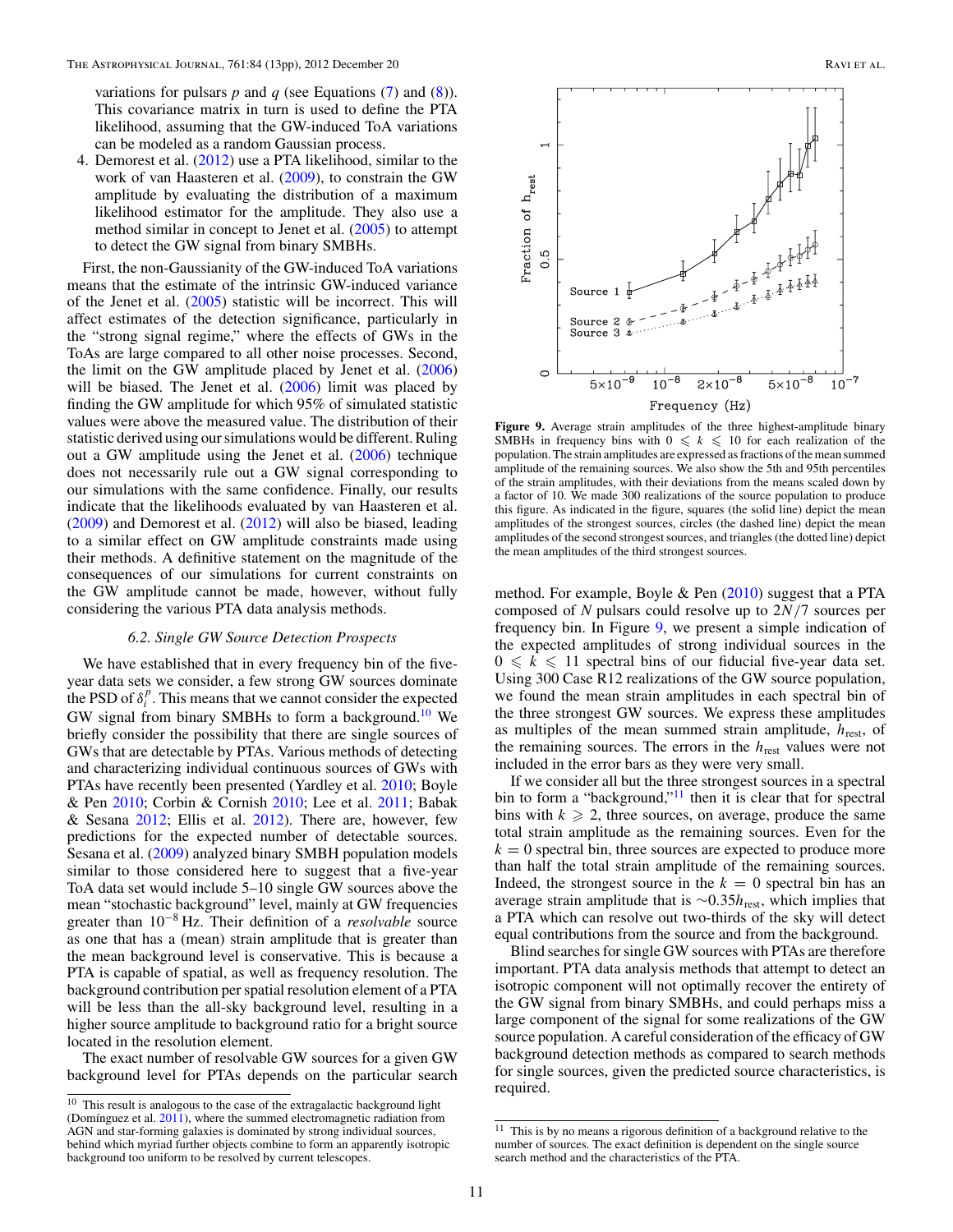variations for pulsars $p$ and $q$ (see Equations (7) and (8)). This covariance matrix in turn is used to define the PTA likelihood, assuming that the GW-induced ToA variations can be modeled as a random Gaussian process.

4. Demorest et al. (2012) use a PTA likelihood, similar to the work of van Haasteren et al. (2009), to constrain the GW amplitude by evaluating the distribution of a maximum likelihood estimator for the amplitude. They also use a method similar in concept to Jenet et al. (2005) to attempt to detect the GW signal from binary SMBHs.

First, the non-Gaussianity of the GW-induced ToA variations means that the estimate of the intrinsic GW-induced variance of the Jenet et al. (2005) statistic will be incorrect. This will affect estimates of the detection significance, particularly in the "strong signal regime," where the effects of GWs in the ToAs are large compared to all other noise processes. Second, the limit on the GW amplitude placed by Jenet et al. (2006) will be biased. The Jenet et al. (2006) limit was placed by finding the GW amplitude for which 95% of simulated statistic values were above the measured value. The distribution of their statistic derived using our simulations would be different. Ruling out a GW amplitude using the Jenet et al. (2006) technique does not necessarily rule out a GW signal corresponding to our simulations with the same confidence. Finally, our results indicate that the likelihoods evaluated by van Haasteren et al. (2009) and Demorest et al. (2012) will also be biased, leading to a similar effect on GW amplitude constraints made using their methods. A definitive statement on the magnitude of the consequences of our simulations for current constraints on the GW amplitude cannot be made, however, without fully considering the various PTA data analysis methods.

### 6.2. Single GW Source Detection Prospects

We have established that in every frequency bin of the five-year data sets we consider, a few strong GW sources dominate the PSD of $\delta_i^p$. This means that we cannot consider the expected GW signal from binary SMBHs to form a background.[10] We briefly consider the possibility that there are single sources of GWs that are detectable by PTAs. Various methods of detecting and characterizing individual continuous sources of GWs with PTAs have recently been presented (Yardley et al. 2010; Boyle & Pen 2010; Corbin & Cornish 2010; Lee et al. 2011; Babak & Sesana 2012; Ellis et al. 2012). There are, however, few predictions for the expected number of detectable sources. Sesana et al. (2009) analyzed binary SMBH population models similar to those considered here to suggest that a five-year ToA data set would include 5–10 single GW sources above the mean "stochastic background" level, mainly at GW frequencies greater than $10^{-8}$ Hz. Their definition of a *resolvable* source as one that has a (mean) strain amplitude that is greater than the mean background level is conservative. This is because a PTA is capable of spatial, as well as frequency resolution. The background contribution per spatial resolution element of a PTA will be less than the all-sky background level, resulting in a higher source amplitude to background ratio for a bright source located in the resolution element.

The exact number of resolvable GW sources for a given GW background level for PTAs depends on the particular search method. For example, Boyle & Pen (2010) suggest that a PTA composed of $N$ pulsars could resolve up to $2N/7$ sources per frequency bin. In Figure 9, we present a simple indication of the expected amplitudes of strong individual sources in the $0 \leqslant k \leqslant 11$ spectral bins of our fiducial five-year data set. Using 300 Case R12 realizations of the GW source population, we found the mean strain amplitudes in each spectral bin of the three strongest GW sources. We express these amplitudes as multiples of the mean summed strain amplitude, $h_{\rm rest}$, of the remaining sources. The errors in the $h_{\rm rest}$ values were not included in the error bars as they were very small.

**Figure 9.** Average strain amplitudes of the three highest-amplitude binary SMBHs in frequency bins with $0 \leqslant k \leqslant 10$ for each realization of the population. The strain amplitudes are expressed as fractions of the mean summed amplitude of the remaining sources. We also show the 5th and 95th percentiles of the strain amplitudes, with their deviations from the means scaled down by a factor of 10. We made 300 realizations of the source population to produce this figure. As indicated in the figure, squares (the solid line) depict the mean amplitudes of the strongest sources, circles (the dashed line) depict the mean amplitudes of the second strongest sources, and triangles (the dotted line) depict the mean amplitudes of the third strongest sources.

If we consider all but the three strongest sources in a spectral bin to form a "background,"[11] then it is clear that for spectral bins with $k \geqslant 2$, three sources, on average, produce the same total strain amplitude as the remaining sources. Even for the $k = 0$ spectral bin, three sources are expected to produce more than half the total strain amplitude of the remaining sources. Indeed, the strongest source in the $k = 0$ spectral bin has an average strain amplitude that is $\sim 0.35 h_{\rm rest}$, which implies that a PTA which can resolve out two-thirds of the sky will detect equal contributions from the source and from the background.

Blind searches for single GW sources with PTAs are therefore important. PTA data analysis methods that attempt to detect an isotropic component will not optimally recover the entirety of the GW signal from binary SMBHs, and could perhaps miss a large component of the signal for some realizations of the GW source population. A careful consideration of the efficacy of GW background detection methods as compared to search methods for single sources, given the predicted source characteristics, is required.

[10] This result is analogous to the case of the extragalactic background light (Domínguez et al. 2011), where the summed electromagnetic radiation from AGN and star-forming galaxies is dominated by strong individual sources, behind which myriad further objects combine to form an apparently isotropic background too uniform to be resolved by current telescopes.

[11] This is by no means a rigorous definition of a background relative to the number of sources. The exact definition is dependent on the single source search method and the characteristics of the PTA.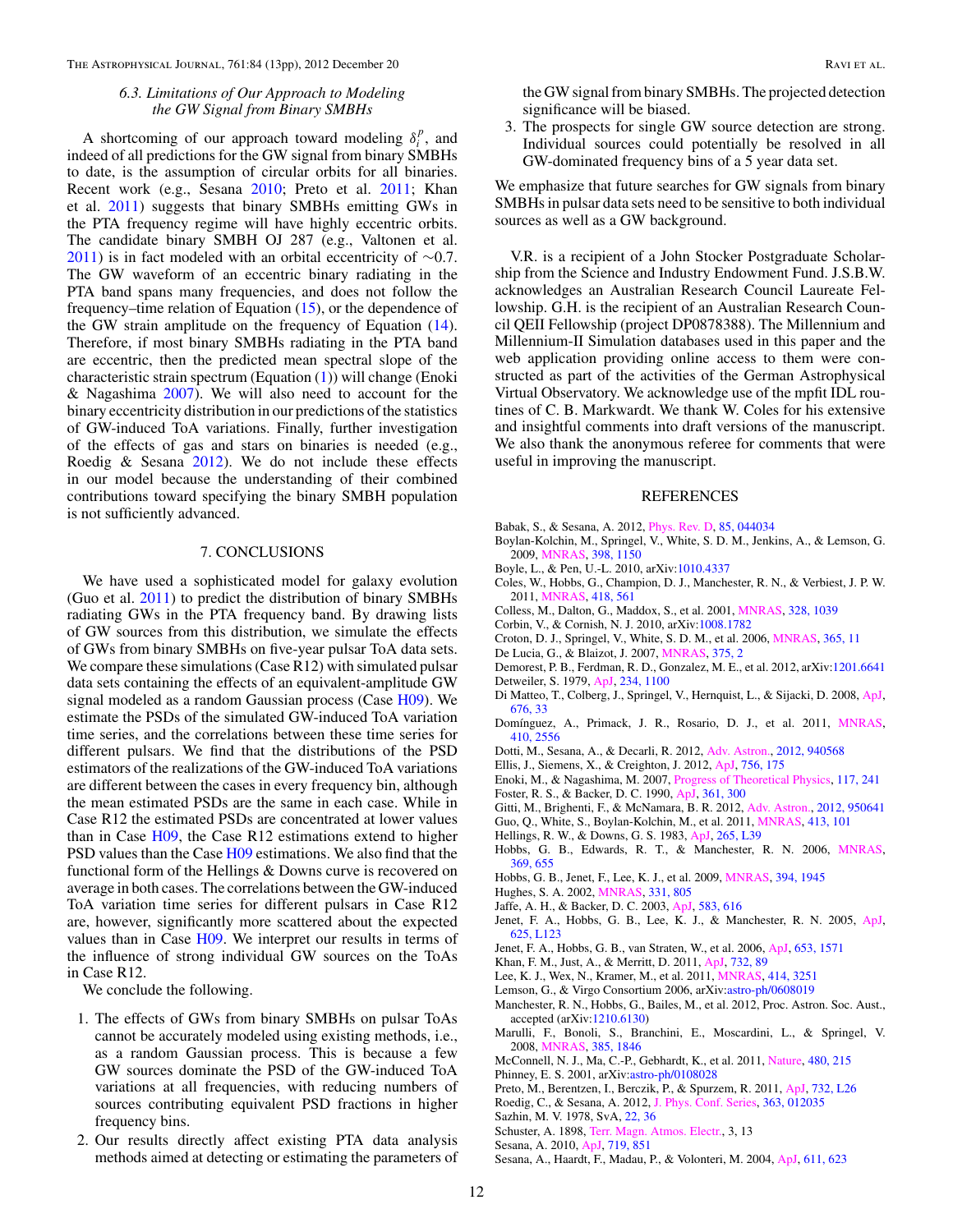### 6.3. Limitations of Our Approach to Modeling the GW Signal from Binary SMBHs

A shortcoming of our approach toward modeling $\delta_i^p$, and indeed of all predictions for the GW signal from binary SMBHs to date, is the assumption of circular orbits for all binaries. Recent work (e.g., Sesana 2010; Preto et al. 2011; Khan et al. 2011) suggests that binary SMBHs emitting GWs in the PTA frequency regime will have highly eccentric orbits. The candidate binary SMBH OJ 287 (e.g., Valtonen et al. 2011) is in fact modeled with an orbital eccentricity of $\sim$0.7. The GW waveform of an eccentric binary radiating in the PTA band spans many frequencies, and does not follow the frequency–time relation of Equation (15), or the dependence of the GW strain amplitude on the frequency of Equation (14). Therefore, if most binary SMBHs radiating in the PTA band are eccentric, then the predicted mean spectral slope of the characteristic strain spectrum (Equation (1)) will change (Enoki & Nagashima 2007). We will also need to account for the binary eccentricity distribution in our predictions of the statistics of GW-induced ToA variations. Finally, further investigation of the effects of gas and stars on binaries is needed (e.g., Roedig & Sesana 2012). We do not include these effects in our model because the understanding of their combined contributions toward specifying the binary SMBH population is not sufficiently advanced.

## 7. CONCLUSIONS

We have used a sophisticated model for galaxy evolution (Guo et al. 2011) to predict the distribution of binary SMBHs radiating GWs in the PTA frequency band. By drawing lists of GW sources from this distribution, we simulate the effects of GWs from binary SMBHs on five-year pulsar ToA data sets. We compare these simulations (Case R12) with simulated pulsar data sets containing the effects of an equivalent-amplitude GW signal modeled as a random Gaussian process (Case H09). We estimate the PSDs of the simulated GW-induced ToA variation time series, and the correlations between these time series for different pulsars. We find that the distributions of the PSD estimators of the realizations of the GW-induced ToA variations are different between the cases in every frequency bin, although the mean estimated PSDs are the same in each case. While in Case R12 the estimated PSDs are concentrated at lower values than in Case H09, the Case R12 estimations extend to higher PSD values than the Case H09 estimations. We also find that the functional form of the Hellings & Downs curve is recovered on average in both cases. The correlations between the GW-induced ToA variation time series for different pulsars in Case R12 are, however, significantly more scattered about the expected values than in Case H09. We interpret our results in terms of the influence of strong individual GW sources on the ToAs in Case R12.

We conclude the following.

1. The effects of GWs from binary SMBHs on pulsar ToAs cannot be accurately modeled using existing methods, i.e., as a random Gaussian process. This is because a few GW sources dominate the PSD of the GW-induced ToA variations at all frequencies, with reducing numbers of sources contributing equivalent PSD fractions in higher frequency bins.
2. Our results directly affect existing PTA data analysis methods aimed at detecting or estimating the parameters of the GW signal from binary SMBHs. The projected detection significance will be biased.
3. The prospects for single GW source detection are strong. Individual sources could potentially be resolved in all GW-dominated frequency bins of a 5 year data set.

We emphasize that future searches for GW signals from binary SMBHs in pulsar data sets need to be sensitive to both individual sources as well as a GW background.

V.R. is a recipient of a John Stocker Postgraduate Scholarship from the Science and Industry Endowment Fund. J.S.B.W. acknowledges an Australian Research Council Laureate Fellowship. G.H. is the recipient of an Australian Research Council QEII Fellowship (project DP0878388). The Millennium and Millennium-II Simulation databases used in this paper and the web application providing online access to them were constructed as part of the activities of the German Astrophysical Virtual Observatory. We acknowledge use of the mpfit IDL routines of C. B. Markwardt. We thank W. Coles for his extensive and insightful comments into draft versions of the manuscript. We also thank the anonymous referee for comments that were useful in improving the manuscript.

## REFERENCES

Babak, S., & Sesana, A. 2012, Phys. Rev. D, 85, 044034
Boylan-Kolchin, M., Springel, V., White, S. D. M., Jenkins, A., & Lemson, G. 2009, MNRAS, 398, 1150
Boyle, L., & Pen, U.-L. 2010, arXiv:1010.4337
Coles, W., Hobbs, G., Champion, D. J., Manchester, R. N., & Verbiest, J. P. W. 2011, MNRAS, 418, 561
Colless, M., Dalton, G., Maddox, S., et al. 2001, MNRAS, 328, 1039
Corbin, V., & Cornish, N. J. 2010, arXiv:1008.1782
Croton, D. J., Springel, V., White, S. D. M., et al. 2006, MNRAS, 365, 11
De Lucia, G., & Blaizot, J. 2007, MNRAS, 375, 2
Demorest, P. B., Ferdman, R. D., Gonzalez, M. E., et al. 2012, arXiv:1201.6641
Detweiler, S. 1979, ApJ, 234, 1100
Di Matteo, T., Colberg, J., Springel, V., Hernquist, L., & Sijacki, D. 2008, ApJ, 676, 33
Domínguez, A., Primack, J. R., Rosario, D. J., et al. 2011, MNRAS, 410, 2556
Dotti, M., Sesana, A., & Decarli, R. 2012, Adv. Astron., 2012, 940568
Ellis, J., Siemens, X., & Creighton, J. 2012, ApJ, 756, 175
Enoki, M., & Nagashima, M. 2007, Progress of Theoretical Physics, 117, 241
Foster, R. S., & Backer, D. C. 1990, ApJ, 361, 300
Gitti, M., Brighenti, F., & McNamara, B. R. 2012, Adv. Astron., 2012, 950641
Guo, Q., White, S., Boylan-Kolchin, M., et al. 2011, MNRAS, 413, 101
Hellings, R. W., & Downs, G. S. 1983, ApJ, 265, L39
Hobbs, G. B., Edwards, R. T., & Manchester, R. N. 2006, MNRAS, 369, 655
Hobbs, G. B., Jenet, F., Lee, K. J., et al. 2009, MNRAS, 394, 1945
Hughes, S. A. 2002, MNRAS, 331, 805
Jaffe, A. H., & Backer, D. C. 2003, ApJ, 583, 616
Jenet, F. A., Hobbs, G. B., Lee, K. J., & Manchester, R. N. 2005, ApJ, 625, L123
Jenet, F. A., Hobbs, G. B., van Straten, W., et al. 2006, ApJ, 653, 1571
Khan, F. M., Just, A., & Merritt, D. 2011, ApJ, 732, 89
Lee, K. J., Wex, N., Kramer, M., et al. 2011, MNRAS, 414, 3251
Lemson, G., & Virgo Consortium 2006, arXiv:astro-ph/0608019
Manchester, R. N., Hobbs, G., Bailes, M., et al. 2012, Proc. Astron. Soc. Aust., accepted (arXiv:1210.6130)
Marulli, F., Bonoli, S., Branchini, E., Moscardini, L., & Springel, V. 2008, MNRAS, 385, 1846
McConnell, N. J., Ma, C.-P., Gebhardt, K., et al. 2011, Nature, 480, 215
Phinney, E. S. 2001, arXiv:astro-ph/0108028
Preto, M., Berentzen, I., Berczik, P., & Spurzem, R. 2011, ApJ, 732, L26
Roedig, C., & Sesana, A. 2012, J. Phys. Conf. Series, 363, 012035
Sazhin, M. V. 1978, SvA, 22, 36
Schuster, A. 1898, Terr. Magn. Atmos. Electr., 3, 13
Sesana, A. 2010, ApJ, 719, 851
Sesana, A., Haardt, F., Madau, P., & Volonteri, M. 2004, ApJ, 611, 623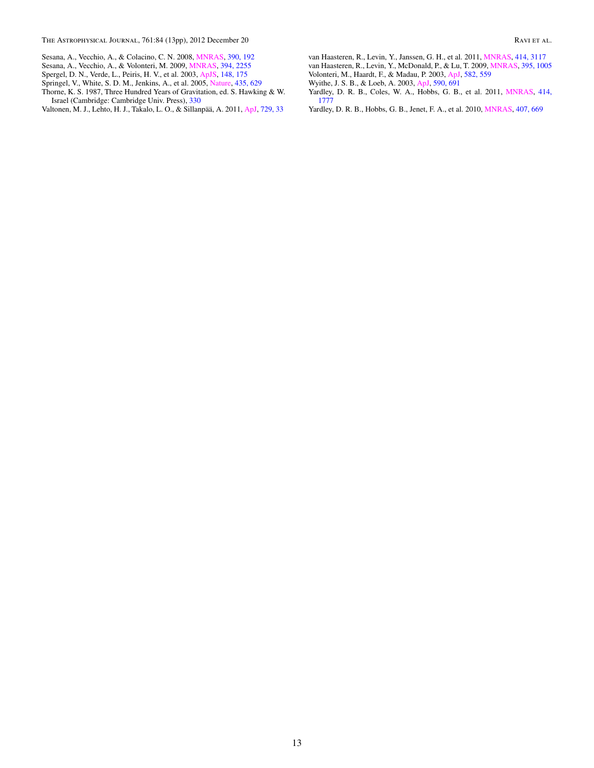Sesana, A., Vecchio, A., & Colacino, C. N. 2008, MNRAS, 390, 192

Sesana, A., Vecchio, A., & Volonteri, M. 2009, MNRAS, 394, 2255

Spergel, D. N., Verde, L., Peiris, H. V., et al. 2003, ApJS, 148, 175

Springel, V., White, S. D. M., Jenkins, A., et al. 2005, Nature, 435, 629

Thorne, K. S. 1987, Three Hundred Years of Gravitation, ed. S. Hawking & W. Israel (Cambridge: Cambridge Univ. Press), 330

Valtonen, M. J., Lehto, H. J., Takalo, L. O., & Sillanpää, A. 2011, ApJ, 729, 33

van Haasteren, R., Levin, Y., Janssen, G. H., et al. 2011, MNRAS, 414, 3117

van Haasteren, R., Levin, Y., McDonald, P., & Lu, T. 2009, MNRAS, 395, 1005

Volonteri, M., Haardt, F., & Madau, P. 2003, ApJ, 582, 559

Wyithe, J. S. B., & Loeb, A. 2003, ApJ, 590, 691

Yardley, D. R. B., Coles, W. A., Hobbs, G. B., et al. 2011, MNRAS, 414, 1777

Yardley, D. R. B., Hobbs, G. B., Jenet, F. A., et al. 2010, MNRAS, 407, 669